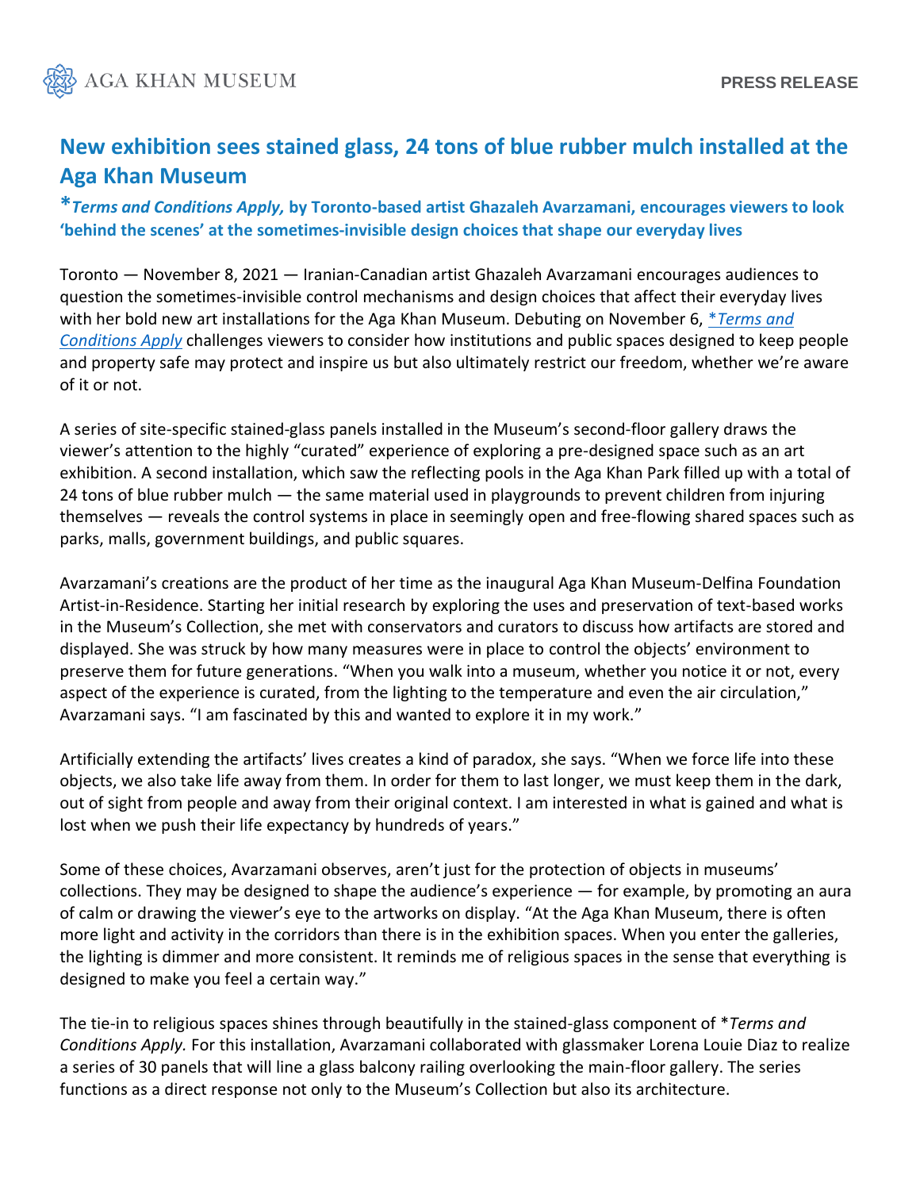AGA KHAN MUSEUM

PRESS RELEASE

# New exhibition sees stained glass, 24 tons of blue rubber mulch installed at the Aga Khan Museum

## **\****Terms and Conditions Apply,* by Toronto-based artist Ghazaleh Avarzamani, encourages viewers to look 'behind the scenes' at the sometimes-invisible design choices that shape our everyday lives

Toronto — November 8, 2021 — Iranian-Canadian artist Ghazaleh Avarzamani encourages audiences to question the sometimes-invisible control mechanisms and design choices that affect their everyday lives with her bold new art installations for the Aga Khan Museum. Debuting on November 6, *\*Terms and Conditions Apply* challenges viewers to consider how institutions and public spaces designed to keep people and property safe may protect and inspire us but also ultimately restrict our freedom, whether we're aware of it or not.

A series of site-specific stained-glass panels installed in the Museum's second-floor gallery draws the viewer's attention to the highly "curated" experience of exploring a pre-designed space such as an art exhibition. A second installation, which saw the reflecting pools in the Aga Khan Park filled up with a total of 24 tons of blue rubber mulch — the same material used in playgrounds to prevent children from injuring themselves — reveals the control systems in place in seemingly open and free-flowing shared spaces such as parks, malls, government buildings, and public squares.

Avarzamani's creations are the product of her time as the inaugural Aga Khan Museum-Delfina Foundation Artist-in-Residence. Starting her initial research by exploring the uses and preservation of text-based works in the Museum's Collection, she met with conservators and curators to discuss how artifacts are stored and displayed. She was struck by how many measures were in place to control the objects' environment to preserve them for future generations. "When you walk into a museum, whether you notice it or not, every aspect of the experience is curated, from the lighting to the temperature and even the air circulation," Avarzamani says. "I am fascinated by this and wanted to explore it in my work."

Artificially extending the artifacts' lives creates a kind of paradox, she says. "When we force life into these objects, we also take life away from them. In order for them to last longer, we must keep them in the dark, out of sight from people and away from their original context. I am interested in what is gained and what is lost when we push their life expectancy by hundreds of years."

Some of these choices, Avarzamani observes, aren't just for the protection of objects in museums' collections. They may be designed to shape the audience's experience — for example, by promoting an aura of calm or drawing the viewer's eye to the artworks on display. "At the Aga Khan Museum, there is often more light and activity in the corridors than there is in the exhibition spaces. When you enter the galleries, the lighting is dimmer and more consistent. It reminds me of religious spaces in the sense that everything is designed to make you feel a certain way."

The tie-in to religious spaces shines through beautifully in the stained-glass component of \**Terms and Conditions Apply.* For this installation, Avarzamani collaborated with glassmaker Lorena Louie Diaz to realize a series of 30 panels that will line a glass balcony railing overlooking the main-floor gallery. The series functions as a direct response not only to the Museum's Collection but also its architecture.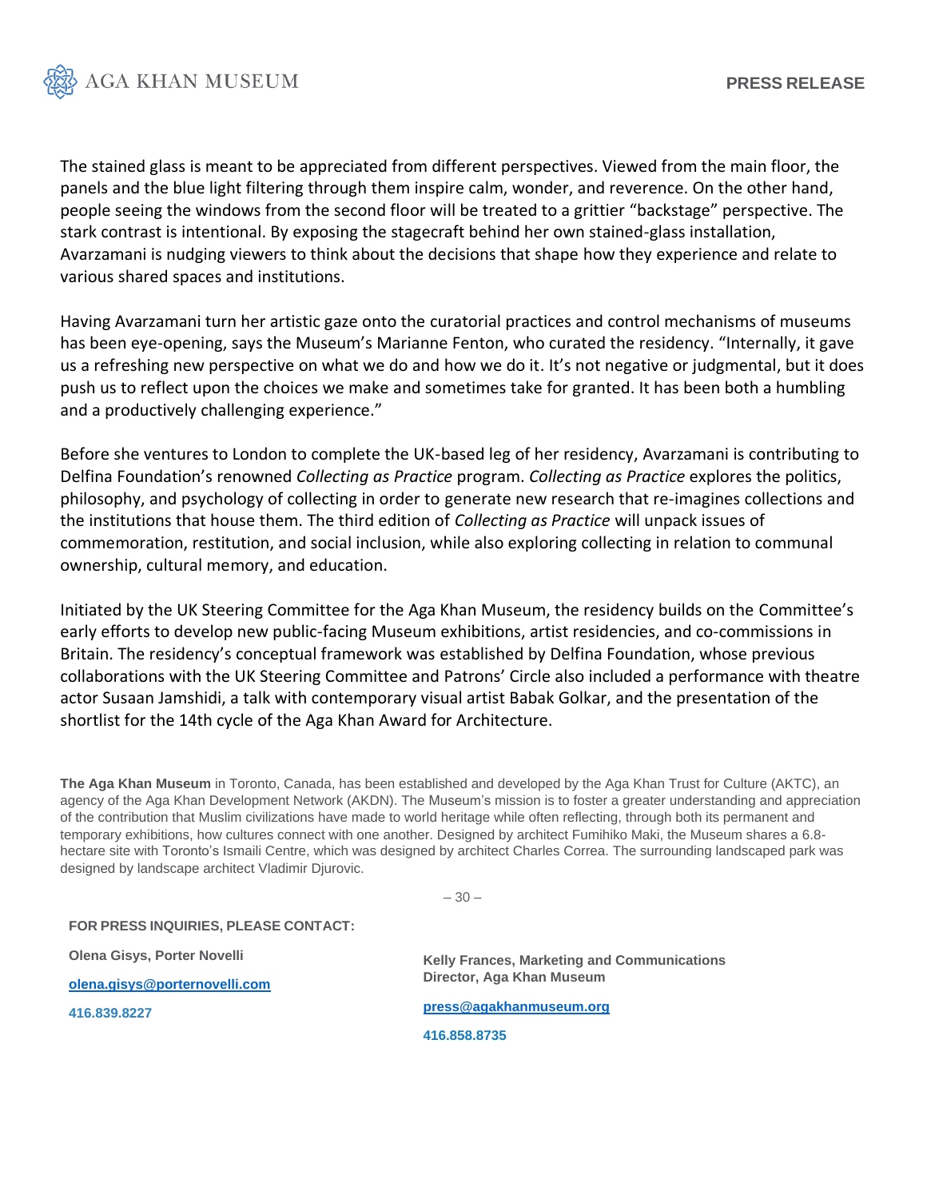The stained glass is meant to be appreciated from different perspectives. Viewed from the main floor, the panels and the blue light filtering through them inspire calm, wonder, and reverence. On the other hand, people seeing the windows from the second floor will be treated to a grittier "backstage" perspective. The stark contrast is intentional. By exposing the stagecraft behind her own stained-glass installation, Avarzamani is nudging viewers to think about the decisions that shape how they experience and relate to various shared spaces and institutions.

Having Avarzamani turn her artistic gaze onto the curatorial practices and control mechanisms of museums has been eye-opening, says the Museum's Marianne Fenton, who curated the residency. "Internally, it gave us a refreshing new perspective on what we do and how we do it. It's not negative or judgmental, but it does push us to reflect upon the choices we make and sometimes take for granted. It has been both a humbling and a productively challenging experience."

Before she ventures to London to complete the UK-based leg of her residency, Avarzamani is contributing to Delfina Foundation's renowned *Collecting as Practice* program. *Collecting as Practice* explores the politics, philosophy, and psychology of collecting in order to generate new research that re-imagines collections and the institutions that house them. The third edition of *Collecting as Practice* will unpack issues of commemoration, restitution, and social inclusion, while also exploring collecting in relation to communal ownership, cultural memory, and education.

Initiated by the UK Steering Committee for the Aga Khan Museum, the residency builds on the Committee's early efforts to develop new public-facing Museum exhibitions, artist residencies, and co-commissions in Britain. The residency's conceptual framework was established by Delfina Foundation, whose previous collaborations with the UK Steering Committee and Patrons' Circle also included a performance with theatre actor Susaan Jamshidi, a talk with contemporary visual artist Babak Golkar, and the presentation of the shortlist for the 14th cycle of the Aga Khan Award for Architecture.

**The Aga Khan Museum** in Toronto, Canada, has been established and developed by the Aga Khan Trust for Culture (AKTC), an agency of the Aga Khan Development Network (AKDN). The Museum's mission is to foster a greater understanding and appreciation of the contribution that Muslim civilizations have made to world heritage while often reflecting, through both its permanent and temporary exhibitions, how cultures connect with one another. Designed by architect Fumihiko Maki, the Museum shares a 6.8-hectare site with Toronto's Ismaili Centre, which was designed by architect Charles Correa. The surrounding landscaped park was designed by landscape architect Vladimir Djurovic.

– 30 –

**FOR PRESS INQUIRIES, PLEASE CONTACT:**

**Olena Gisys, Porter Novelli**

**olena.gisys@porternovelli.com**

**416.839.8227**

**Kelly Frances, Marketing and Communications Director, Aga Khan Museum**

**press@agakhanmuseum.org**

**416.858.8735**